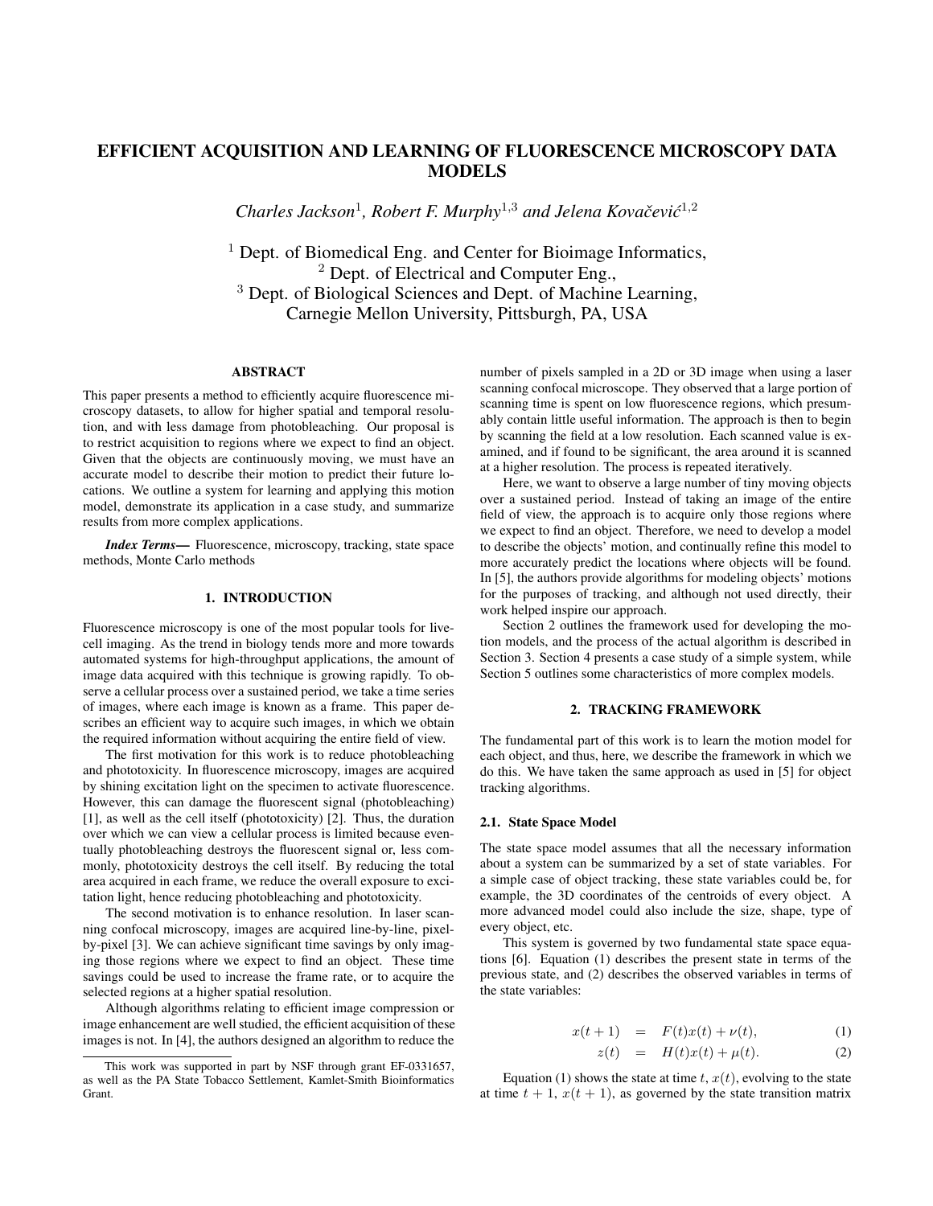# EFFICIENT ACQUISITION AND LEARNING OF FLUORESCENCE MICROSCOPY DATA MODELS

*Charles Jackson*[1], *Robert F. Murphy*[1,3] *and Jelena Kovačević*[1,2]

[1] Dept. of Biomedical Eng. and Center for Bioimage Informatics,
[2] Dept. of Electrical and Computer Eng.,
[3] Dept. of Biological Sciences and Dept. of Machine Learning,
Carnegie Mellon University, Pittsburgh, PA, USA

## ABSTRACT

This paper presents a method to efficiently acquire fluorescence microscopy datasets, to allow for higher spatial and temporal resolution, and with less damage from photobleaching. Our proposal is to restrict acquisition to regions where we expect to find an object. Given that the objects are continuously moving, we must have an accurate model to describe their motion to predict their future locations. We outline a system for learning and applying this motion model, demonstrate its application in a case study, and summarize results from more complex applications.

***Index Terms*—** Fluorescence, microscopy, tracking, state space methods, Monte Carlo methods

## 1. INTRODUCTION

Fluorescence microscopy is one of the most popular tools for live-cell imaging. As the trend in biology tends more and more towards automated systems for high-throughput applications, the amount of image data acquired with this technique is growing rapidly. To observe a cellular process over a sustained period, we take a time series of images, where each image is known as a frame. This paper describes an efficient way to acquire such images, in which we obtain the required information without acquiring the entire field of view.

The first motivation for this work is to reduce photobleaching and phototoxicity. In fluorescence microscopy, images are acquired by shining excitation light on the specimen to activate fluorescence. However, this can damage the fluorescent signal (photobleaching) [1], as well as the cell itself (phototoxicity) [2]. Thus, the duration over which we can view a cellular process is limited because eventually photobleaching destroys the fluorescent signal or, less commonly, phototoxicity destroys the cell itself. By reducing the total area acquired in each frame, we reduce the overall exposure to excitation light, hence reducing photobleaching and phototoxicity.

The second motivation is to enhance resolution. In laser scanning confocal microscopy, images are acquired line-by-line, pixel-by-pixel [3]. We can achieve significant time savings by only imaging those regions where we expect to find an object. These time savings could be used to increase the frame rate, or to acquire the selected regions at a higher spatial resolution.

Although algorithms relating to efficient image compression or image enhancement are well studied, the efficient acquisition of these images is not. In [4], the authors designed an algorithm to reduce the number of pixels sampled in a 2D or 3D image when using a laser scanning confocal microscope. They observed that a large portion of scanning time is spent on low fluorescence regions, which presumably contain little useful information. The approach is then to begin by scanning the field at a low resolution. Each scanned value is examined, and if found to be significant, the area around it is scanned at a higher resolution. The process is repeated iteratively.

Here, we want to observe a large number of tiny moving objects over a sustained period. Instead of taking an image of the entire field of view, the approach is to acquire only those regions where we expect to find an object. Therefore, we need to develop a model to describe the objects' motion, and continually refine this model to more accurately predict the locations where objects will be found. In [5], the authors provide algorithms for modeling objects' motions for the purposes of tracking, and although not used directly, their work helped inspire our approach.

Section 2 outlines the framework used for developing the motion models, and the process of the actual algorithm is described in Section 3. Section 4 presents a case study of a simple system, while Section 5 outlines some characteristics of more complex models.

## 2. TRACKING FRAMEWORK

The fundamental part of this work is to learn the motion model for each object, and thus, here, we describe the framework in which we do this. We have taken the same approach as used in [5] for object tracking algorithms.

### 2.1. State Space Model

The state space model assumes that all the necessary information about a system can be summarized by a set of state variables. For a simple case of object tracking, these state variables could be, for example, the 3D coordinates of the centroids of every object. A more advanced model could also include the size, shape, type of every object, etc.

This system is governed by two fundamental state space equations [6]. Equation (1) describes the present state in terms of the previous state, and (2) describes the observed variables in terms of the state variables:

$$x(t+1) = F(t)x(t) + \nu(t), \tag{1}$$

$$z(t) = H(t)x(t) + \mu(t). \tag{2}$$

Equation (1) shows the state at time $t$, $x(t)$, evolving to the state at time $t+1$, $x(t+1)$, as governed by the state transition matrix

This work was supported in part by NSF through grant EF-0331657, as well as the PA State Tobacco Settlement, Kamlet-Smith Bioinformatics Grant.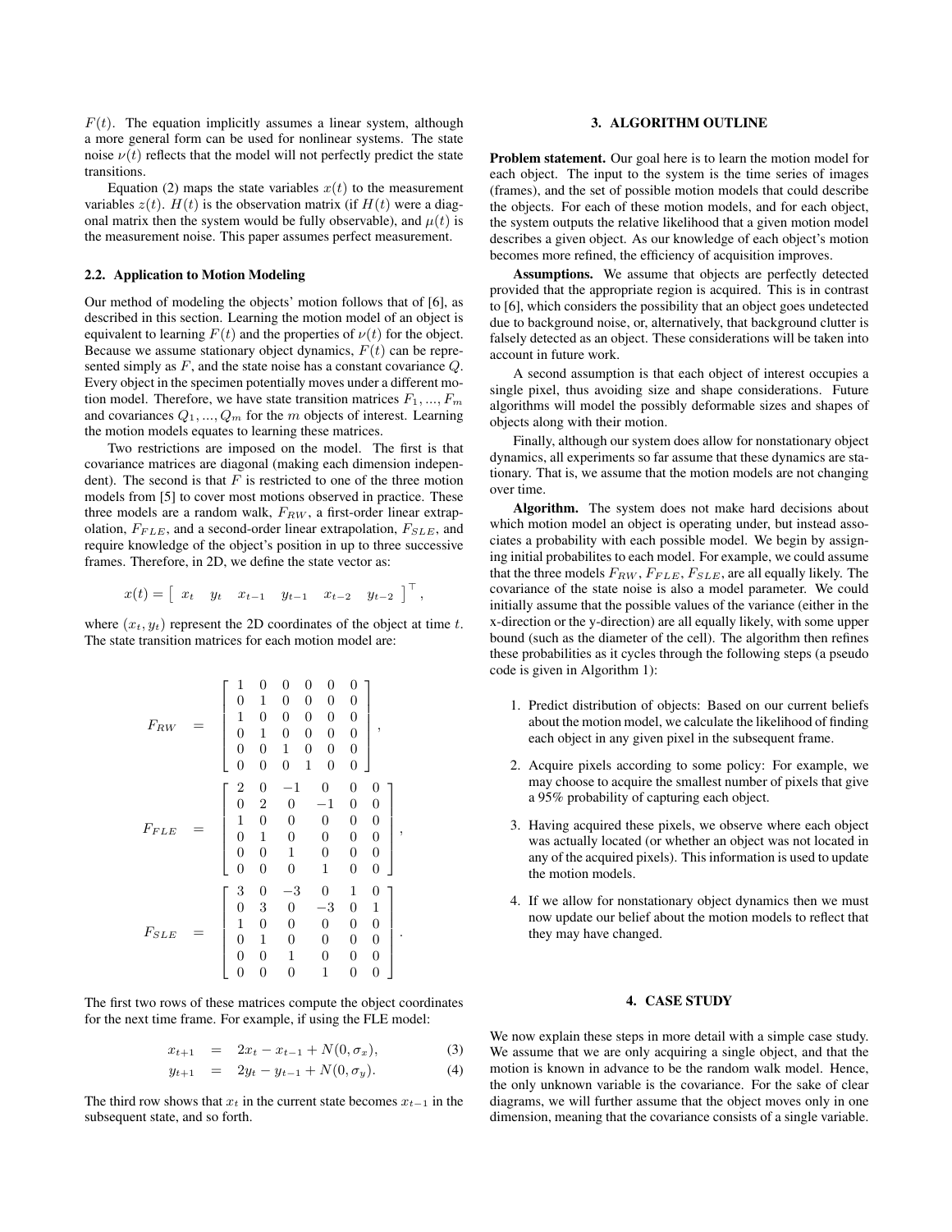$F(t)$. The equation implicitly assumes a linear system, although a more general form can be used for nonlinear systems. The state noise $\nu(t)$ reflects that the model will not perfectly predict the state transitions.

Equation (2) maps the state variables $x(t)$ to the measurement variables $z(t)$. $H(t)$ is the observation matrix (if $H(t)$ were a diagonal matrix then the system would be fully observable), and $\mu(t)$ is the measurement noise. This paper assumes perfect measurement.

### 2.2. Application to Motion Modeling

Our method of modeling the objects' motion follows that of [6], as described in this section. Learning the motion model of an object is equivalent to learning $F(t)$ and the properties of $\nu(t)$ for the object. Because we assume stationary object dynamics, $F(t)$ can be represented simply as $F$, and the state noise has a constant covariance $Q$. Every object in the specimen potentially moves under a different motion model. Therefore, we have state transition matrices $F_1, ..., F_m$ and covariances $Q_1, ..., Q_m$ for the $m$ objects of interest. Learning the motion models equates to learning these matrices.

Two restrictions are imposed on the model. The first is that covariance matrices are diagonal (making each dimension independent). The second is that $F$ is restricted to one of the three motion models from [5] to cover most motions observed in practice. These three models are a random walk, $F_{RW}$, a first-order linear extrapolation, $F_{FLE}$, and a second-order linear extrapolation, $F_{SLE}$, and require knowledge of the object's position in up to three successive frames. Therefore, in 2D, we define the state vector as:

$$x(t) = \begin{bmatrix} x_t & y_t & x_{t-1} & y_{t-1} & x_{t-2} & y_{t-2} \end{bmatrix}^\top,$$

where $(x_t, y_t)$ represent the 2D coordinates of the object at time $t$. The state transition matrices for each motion model are:

$$F_{RW} = \begin{bmatrix} 1 & 0 & 0 & 0 & 0 & 0 \\ 0 & 1 & 0 & 0 & 0 & 0 \\ 1 & 0 & 0 & 0 & 0 & 0 \\ 0 & 1 & 0 & 0 & 0 & 0 \\ 0 & 0 & 1 & 0 & 0 & 0 \\ 0 & 0 & 0 & 1 & 0 & 0 \end{bmatrix},$$

$$F_{FLE} = \begin{bmatrix} 2 & 0 & -1 & 0 & 0 & 0 \\ 0 & 2 & 0 & -1 & 0 & 0 \\ 1 & 0 & 0 & 0 & 0 & 0 \\ 0 & 1 & 0 & 0 & 0 & 0 \\ 0 & 0 & 1 & 0 & 0 & 0 \\ 0 & 0 & 0 & 1 & 0 & 0 \end{bmatrix},$$

$$F_{SLE} = \begin{bmatrix} 3 & 0 & -3 & 0 & 1 & 0 \\ 0 & 3 & 0 & -3 & 0 & 1 \\ 1 & 0 & 0 & 0 & 0 & 0 \\ 0 & 1 & 0 & 0 & 0 & 0 \\ 0 & 0 & 1 & 0 & 0 & 0 \\ 0 & 0 & 0 & 1 & 0 & 0 \end{bmatrix}.$$

The first two rows of these matrices compute the object coordinates for the next time frame. For example, if using the FLE model:

$$x_{t+1} = 2x_t - x_{t-1} + N(0, \sigma_x), \quad (3)$$

$$y_{t+1} = 2y_t - y_{t-1} + N(0, \sigma_y). \quad (4)$$

The third row shows that $x_t$ in the current state becomes $x_{t-1}$ in the subsequent state, and so forth.

## 3. ALGORITHM OUTLINE

**Problem statement.** Our goal here is to learn the motion model for each object. The input to the system is the time series of images (frames), and the set of possible motion models that could describe the objects. For each of these motion models, and for each object, the system outputs the relative likelihood that a given motion model describes a given object. As our knowledge of each object's motion becomes more refined, the efficiency of acquisition improves.

**Assumptions.** We assume that objects are perfectly detected provided that the appropriate region is acquired. This is in contrast to [6], which considers the possibility that an object goes undetected due to background noise, or, alternatively, that background clutter is falsely detected as an object. These considerations will be taken into account in future work.

A second assumption is that each object of interest occupies a single pixel, thus avoiding size and shape considerations. Future algorithms will model the possibly deformable sizes and shapes of objects along with their motion.

Finally, although our system does allow for nonstationary object dynamics, all experiments so far assume that these dynamics are stationary. That is, we assume that the motion models are not changing over time.

**Algorithm.** The system does not make hard decisions about which motion model an object is operating under, but instead associates a probability with each possible model. We begin by assigning initial probabilites to each model. For example, we could assume that the three models $F_{RW}$, $F_{FLE}$, $F_{SLE}$, are all equally likely. The covariance of the state noise is also a model parameter. We could initially assume that the possible values of the variance (either in the x-direction or the y-direction) are all equally likely, with some upper bound (such as the diameter of the cell). The algorithm then refines these probabilities as it cycles through the following steps (a pseudo code is given in Algorithm 1):

1. Predict distribution of objects: Based on our current beliefs about the motion model, we calculate the likelihood of finding each object in any given pixel in the subsequent frame.
2. Acquire pixels according to some policy: For example, we may choose to acquire the smallest number of pixels that give a 95% probability of capturing each object.
3. Having acquired these pixels, we observe where each object was actually located (or whether an object was not located in any of the acquired pixels). This information is used to update the motion models.
4. If we allow for nonstationary object dynamics then we must now update our belief about the motion models to reflect that they may have changed.

## 4. CASE STUDY

We now explain these steps in more detail with a simple case study. We assume that we are only acquiring a single object, and that the motion is known in advance to be the random walk model. Hence, the only unknown variable is the covariance. For the sake of clear diagrams, we will further assume that the object moves only in one dimension, meaning that the covariance consists of a single variable.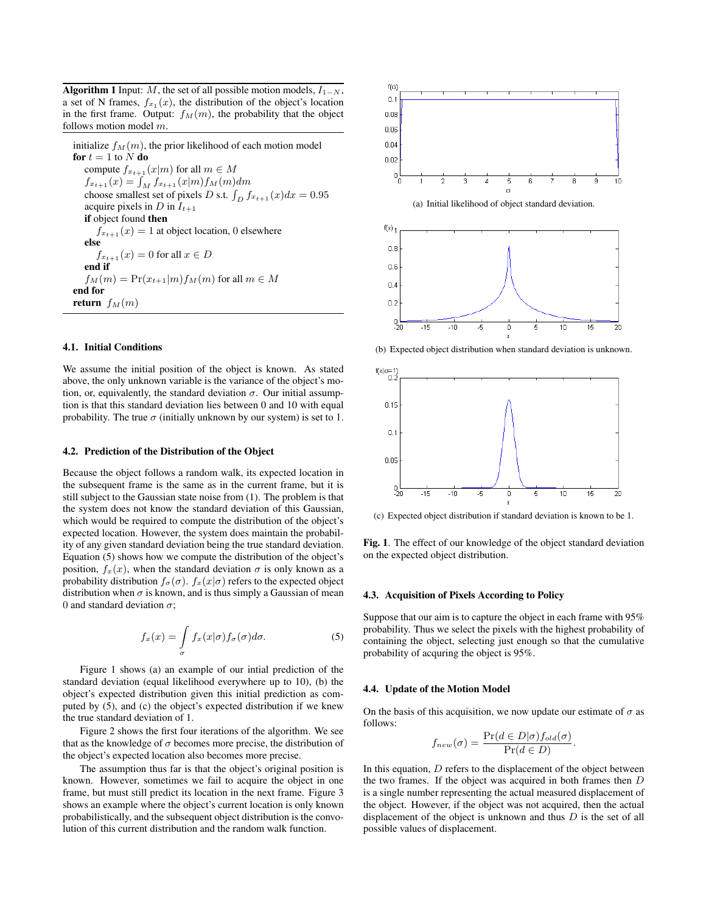**Algorithm 1** Input: $M$, the set of all possible motion models, $I_{1-N}$, a set of N frames, $f_{x_1}(x)$, the distribution of the object's location in the first frame. Output: $f_M(m)$, the probability that the object follows motion model $m$.

```
initialize f_M(m), the prior likelihood of each motion model
for t = 1 to N do
    compute f_{x_{t+1}}(x|m) for all m ∈ M
    f_{x_{t+1}}(x) = ∫_M f_{x_{t+1}}(x|m) f_M(m) dm
    choose smallest set of pixels D s.t. ∫_D f_{x_{t+1}}(x)dx = 0.95
    acquire pixels in D in I_{t+1}
    if object found then
        f_{x_{t+1}}(x) = 1 at object location, 0 elsewhere
    else
        f_{x_{t+1}}(x) = 0 for all x ∈ D
    end if
    f_M(m) = Pr(x_{t+1}|m) f_M(m) for all m ∈ M
end for
return f_M(m)
```

### 4.1. Initial Conditions

We assume the initial position of the object is known. As stated above, the only unknown variable is the variance of the object's motion, or, equivalently, the standard deviation $\sigma$. Our initial assumption is that this standard deviation lies between 0 and 10 with equal probability. The true $\sigma$ (initially unknown by our system) is set to 1.

### 4.2. Prediction of the Distribution of the Object

Because the object follows a random walk, its expected location in the subsequent frame is the same as in the current frame, but it is still subject to the Gaussian state noise from (1). The problem is that the system does not know the standard deviation of this Gaussian, which would be required to compute the distribution of the object's expected location. However, the system does maintain the probability of any given standard deviation being the true standard deviation. Equation (5) shows how we compute the distribution of the object's position, $f_x(x)$, when the standard deviation $\sigma$ is only known as a probability distribution $f_\sigma(\sigma)$. $f_x(x|\sigma)$ refers to the expected object distribution when $\sigma$ is known, and is thus simply a Gaussian of mean 0 and standard deviation $\sigma$;

$$f_x(x) = \int_\sigma f_x(x|\sigma) f_\sigma(\sigma) d\sigma. \tag{5}$$

Figure 1 shows (a) an example of our intial prediction of the standard deviation (equal likelihood everywhere up to 10), (b) the object's expected distribution given this initial prediction as computed by (5), and (c) the object's expected distribution if we knew the true standard deviation of 1.

Figure 2 shows the first four iterations of the algorithm. We see that as the knowledge of $\sigma$ becomes more precise, the distribution of the object's expected location also becomes more precise.

The assumption thus far is that the object's original position is known. However, sometimes we fail to acquire the object in one frame, but must still predict its location in the next frame. Figure 3 shows an example where the object's current location is only known probabilistically, and the subsequent object distribution is the convolution of this current distribution and the random walk function.

f(σ)
0.1
0.08
0.06
0.04
0.02
0
0 1 2 3 4 5 6 7 8 9 10
σ

(a) Initial likelihood of object standard deviation.

f(x)
1
0.8
0.6
0.4
0.2
0
-20 -15 -10 -5 0 5 10 15 20
x

(b) Expected object distribution when standard deviation is unknown.

f(x|σ=1)
0.2
0.15
0.1
0.05
0
-20 -15 -10 -5 0 5 10 15 20
x

(c) Expected object distribution if standard deviation is known to be 1.

**Fig. 1**. The effect of our knowledge of the object standard deviation on the expected object distribution.

### 4.3. Acquisition of Pixels According to Policy

Suppose that our aim is to capture the object in each frame with 95% probability. Thus we select the pixels with the highest probability of containing the object, selecting just enough so that the cumulative probability of acquring the object is 95%.

### 4.4. Update of the Motion Model

On the basis of this acquisition, we now update our estimate of $\sigma$ as follows:

$$f_{new}(\sigma) = \frac{\Pr(d \in D|\sigma) f_{old}(\sigma)}{\Pr(d \in D)}.$$

In this equation, $D$ refers to the displacement of the object between the two frames. If the object was acquired in both frames then $D$ is a single number representing the actual measured displacement of the object. However, if the object was not acquired, then the actual displacement of the object is unknown and thus $D$ is the set of all possible values of displacement.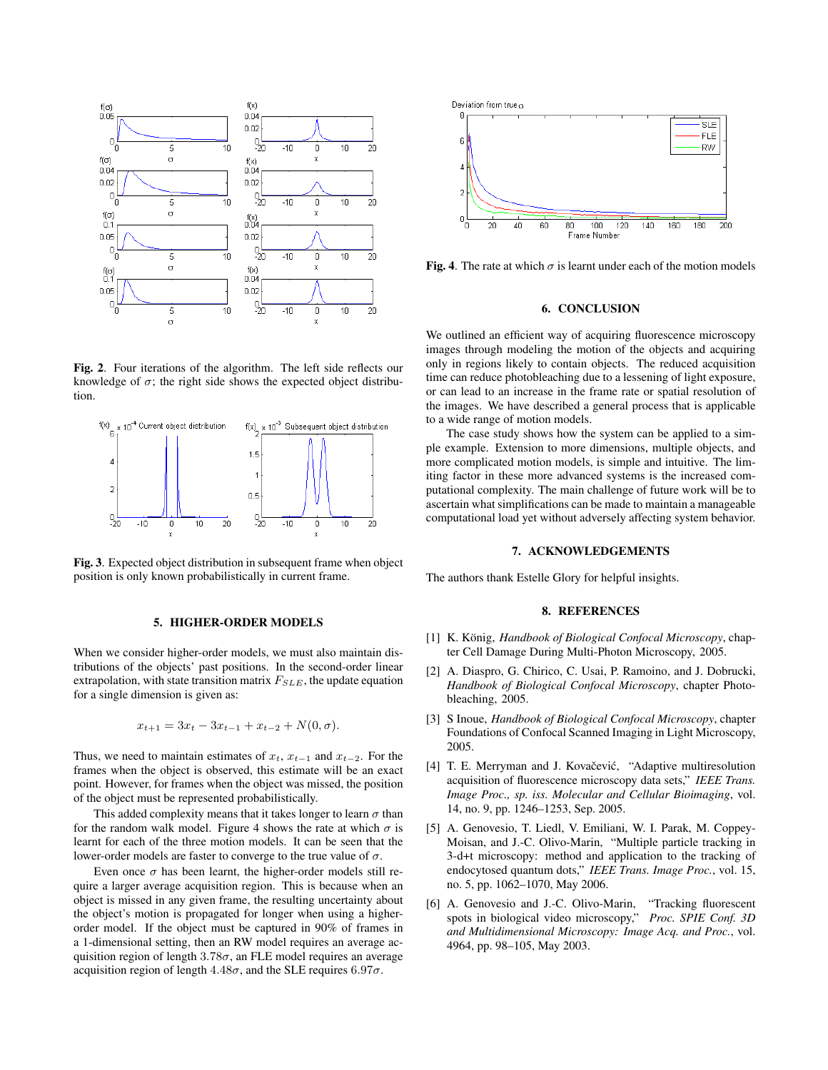f(σ)
0.05
0
0 5 10
σ

f(x)
0.04
0.02
0
-20 -10 0 10 20
x

f(σ)
0.04
0.02
0
0 5 10
σ

f(x)
0.04
0.02
0
-20 -10 0 10 20
x

f(σ)
0.1
0.05
0
0 5 10
σ

f(x)
0.04
0.02
0
-20 -10 0 10 20
x

f(σ)
0.1
0.05
0
0 5 10
σ

f(x)
0.04
0.02
0
-20 -10 0 10 20
x

**Fig. 2**. Four iterations of the algorithm. The left side reflects our knowledge of $\sigma$; the right side shows the expected object distribution.

f(x) x 10^-4 Current object distribution
6
4
2
0
-20 -10 0 10 20
x

f(x) x 10^-3 Subsequent object distribution
2
1.5
1
0.5
0
-20 -10 0 10 20
x

**Fig. 3**. Expected object distribution in subsequent frame when object position is only known probabilistically in current frame.

## 5. HIGHER-ORDER MODELS

When we consider higher-order models, we must also maintain distributions of the objects' past positions. In the second-order linear extrapolation, with state transition matrix $F_{SLE}$, the update equation for a single dimension is given as:

$$x_{t+1} = 3x_t - 3x_{t-1} + x_{t-2} + N(0, \sigma).$$

Thus, we need to maintain estimates of $x_t$, $x_{t-1}$ and $x_{t-2}$. For the frames when the object is observed, this estimate will be an exact point. However, for frames when the object was missed, the position of the object must be represented probabilistically.

This added complexity means that it takes longer to learn $\sigma$ than for the random walk model. Figure 4 shows the rate at which $\sigma$ is learnt for each of the three motion models. It can be seen that the lower-order models are faster to converge to the true value of $\sigma$.

Even once $\sigma$ has been learnt, the higher-order models still require a larger average acquisition region. This is because when an object is missed in any given frame, the resulting uncertainty about the object's motion is propagated for longer when using a higher-order model. If the object must be captured in 90% of frames in a 1-dimensional setting, then an RW model requires an average acquisition region of length $3.78\sigma$, an FLE model requires an average acquisition region of length $4.48\sigma$, and the SLE requires $6.97\sigma$.

Deviation from true σ
8
6
4
2
0
0 20 40 60 80 100 120 140 160 180 200
Frame Number
SLE
FLE
RW

**Fig. 4**. The rate at which $\sigma$ is learnt under each of the motion models

## 6. CONCLUSION

We outlined an efficient way of acquiring fluorescence microscopy images through modeling the motion of the objects and acquiring only in regions likely to contain objects. The reduced acquisition time can reduce photobleaching due to a lessening of light exposure, or can lead to an increase in the frame rate or spatial resolution of the images. We have described a general process that is applicable to a wide range of motion models.

The case study shows how the system can be applied to a simple example. Extension to more dimensions, multiple objects, and more complicated motion models, is simple and intuitive. The limiting factor in these more advanced systems is the increased computational complexity. The main challenge of future work will be to ascertain what simplifications can be made to maintain a manageable computational load yet without adversely affecting system behavior.

## 7. ACKNOWLEDGEMENTS

The authors thank Estelle Glory for helpful insights.

## 8. REFERENCES

[1] K. König, *Handbook of Biological Confocal Microscopy*, chapter Cell Damage During Multi-Photon Microscopy, 2005.

[2] A. Diaspro, G. Chirico, C. Usai, P. Ramoino, and J. Dobrucki, *Handbook of Biological Confocal Microscopy*, chapter Photobleaching, 2005.

[3] S Inoue, *Handbook of Biological Confocal Microscopy*, chapter Foundations of Confocal Scanned Imaging in Light Microscopy, 2005.

[4] T. E. Merryman and J. Kovačević, "Adaptive multiresolution acquisition of fluorescence microscopy data sets," *IEEE Trans. Image Proc., sp. iss. Molecular and Cellular Bioimaging*, vol. 14, no. 9, pp. 1246–1253, Sep. 2005.

[5] A. Genovesio, T. Liedl, V. Emiliani, W. J. Parak, M. Coppey-Moisan, and J.-C. Olivo-Marin, "Multiple particle tracking in 3-d+t microscopy: method and application to the tracking of endocytosed quantum dots," *IEEE Trans. Image Proc.*, vol. 15, no. 5, pp. 1062–1070, May 2006.

[6] A. Genovesio and J.-C. Olivo-Marin, "Tracking fluorescent spots in biological video microscopy," *Proc. SPIE Conf. 3D and Multidimensional Microscopy: Image Acq. and Proc.*, vol. 4964, pp. 98–105, May 2003.